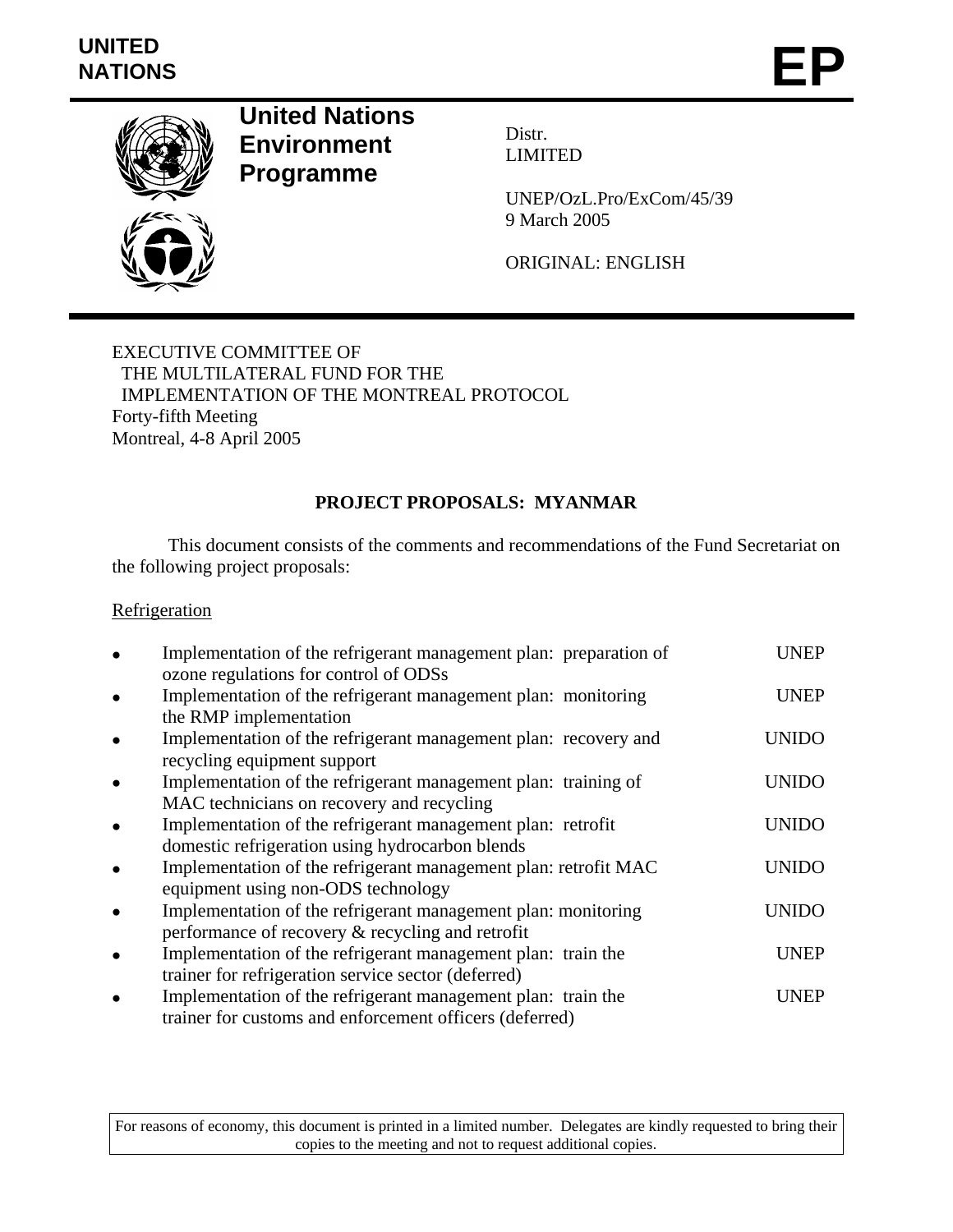UNITED NATIONS

EP

**United Nations Environment Programme**

Distr.
LIMITED

UNEP/OzL.Pro/ExCom/45/39
9 March 2005

ORIGINAL: ENGLISH

EXECUTIVE COMMITTEE OF
THE MULTILATERAL FUND FOR THE
IMPLEMENTATION OF THE MONTREAL PROTOCOL
Forty-fifth Meeting
Montreal, 4-8 April 2005

**PROJECT PROPOSALS: MYANMAR**

This document consists of the comments and recommendations of the Fund Secretariat on the following project proposals:

Refrigeration

- Implementation of the refrigerant management plan: preparation of ozone regulations for control of ODSs — UNEP
- Implementation of the refrigerant management plan: monitoring the RMP implementation — UNEP
- Implementation of the refrigerant management plan: recovery and recycling equipment support — UNIDO
- Implementation of the refrigerant management plan: training of MAC technicians on recovery and recycling — UNIDO
- Implementation of the refrigerant management plan: retrofit domestic refrigeration using hydrocarbon blends — UNIDO
- Implementation of the refrigerant management plan: retrofit MAC equipment using non-ODS technology — UNIDO
- Implementation of the refrigerant management plan: monitoring performance of recovery & recycling and retrofit — UNIDO
- Implementation of the refrigerant management plan: train the trainer for refrigeration service sector (deferred) — UNEP
- Implementation of the refrigerant management plan: train the trainer for customs and enforcement officers (deferred) — UNEP

For reasons of economy, this document is printed in a limited number. Delegates are kindly requested to bring their copies to the meeting and not to request additional copies.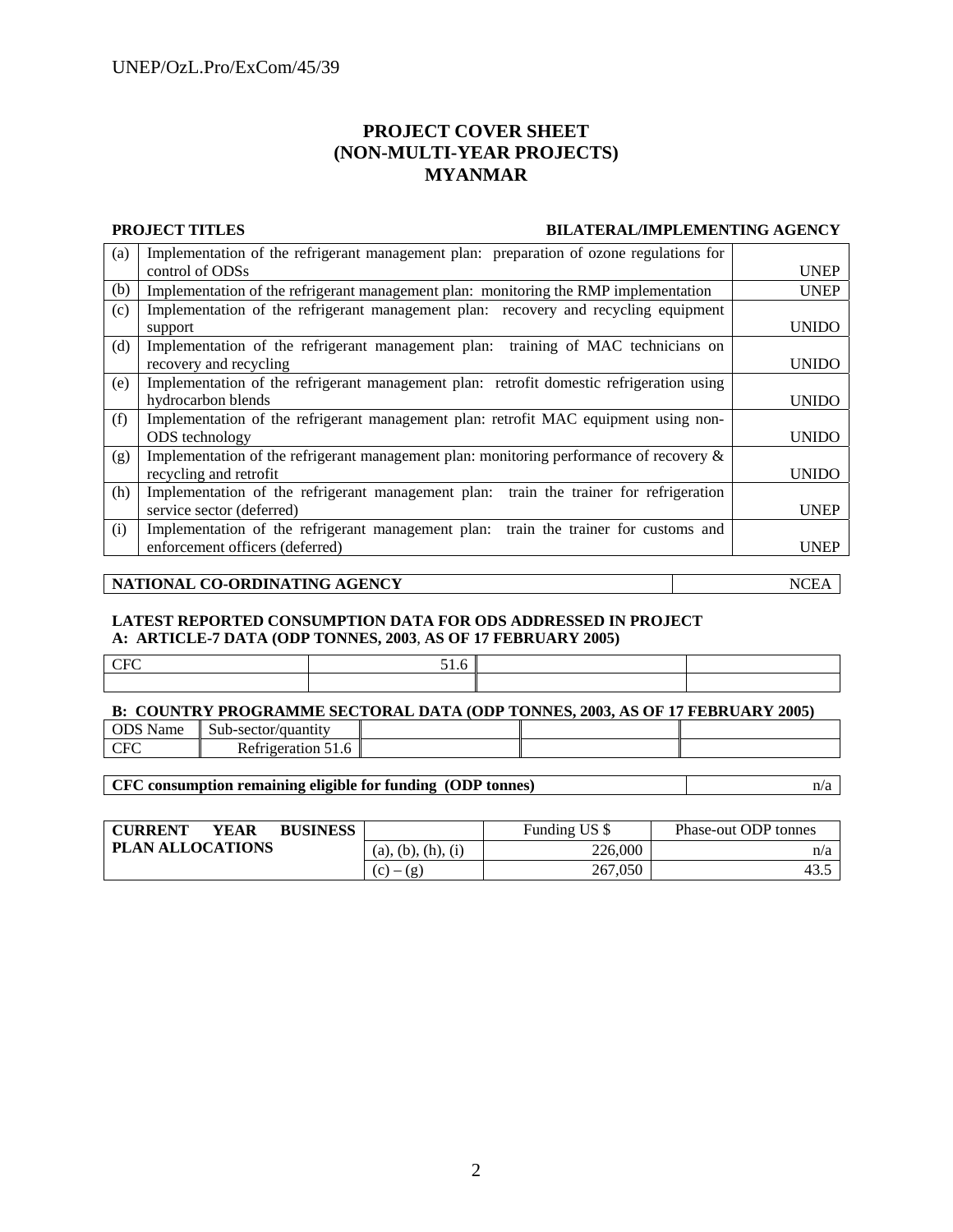# PROJECT COVER SHEET
# (NON-MULTI-YEAR PROJECTS)
# MYANMAR

| | **PROJECT TITLES** | **BILATERAL/IMPLEMENTING AGENCY** |
|---|---|---|
| (a) | Implementation of the refrigerant management plan: preparation of ozone regulations for control of ODSs | UNEP |
| (b) | Implementation of the refrigerant management plan: monitoring the RMP implementation | UNEP |
| (c) | Implementation of the refrigerant management plan: recovery and recycling equipment support | UNIDO |
| (d) | Implementation of the refrigerant management plan: training of MAC technicians on recovery and recycling | UNIDO |
| (e) | Implementation of the refrigerant management plan: retrofit domestic refrigeration using hydrocarbon blends | UNIDO |
| (f) | Implementation of the refrigerant management plan: retrofit MAC equipment using non-ODS technology | UNIDO |
| (g) | Implementation of the refrigerant management plan: monitoring performance of recovery & recycling and retrofit | UNIDO |
| (h) | Implementation of the refrigerant management plan: train the trainer for refrigeration service sector (deferred) | UNEP |
| (i) | Implementation of the refrigerant management plan: train the trainer for customs and enforcement officers (deferred) | UNEP |

| **NATIONAL CO-ORDINATING AGENCY** | NCEA |
|---|---|

**LATEST REPORTED CONSUMPTION DATA FOR ODS ADDRESSED IN PROJECT**
**A: ARTICLE-7 DATA (ODP TONNES, 2003, AS OF 17 FEBRUARY 2005)**

| CFC | 51.6 | | |
|---|---|---|---|
| | | | |

**B: COUNTRY PROGRAMME SECTORAL DATA (ODP TONNES, 2003, AS OF 17 FEBRUARY 2005)**

| ODS Name | Sub-sector/quantity | | | |
|---|---|---|---|---|
| CFC | Refrigeration 51.6 | | | |

| **CFC consumption remaining eligible for funding (ODP tonnes)** | n/a |
|---|---|

| **CURRENT YEAR BUSINESS PLAN ALLOCATIONS** | | Funding US $ | Phase-out ODP tonnes |
|---|---|---|---|
| | (a), (b), (h), (i) | 226,000 | n/a |
| | (c) – (g) | 267,050 | 43.5 |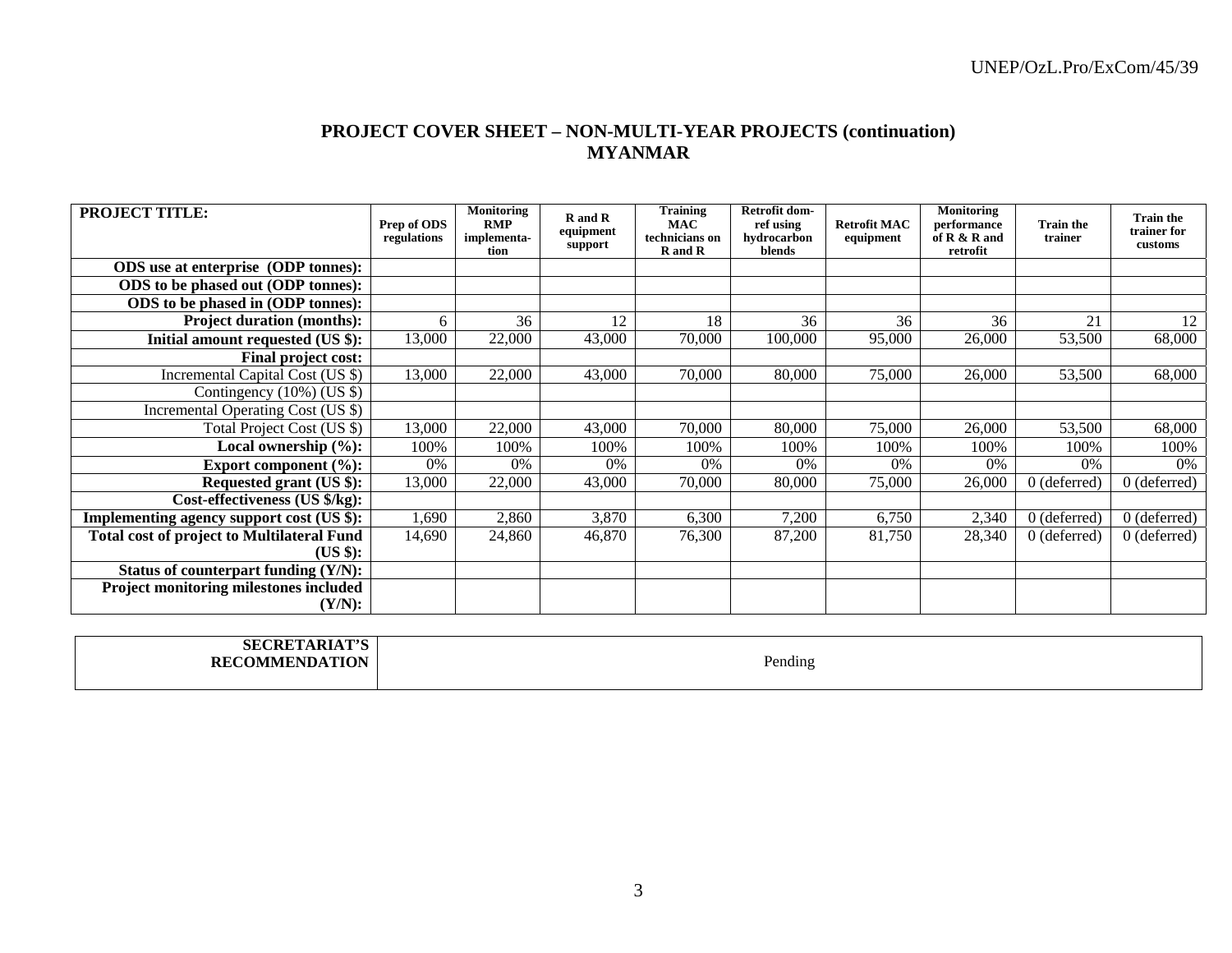## PROJECT COVER SHEET – NON-MULTI-YEAR PROJECTS (continuation)
## MYANMAR

| PROJECT TITLE: | Prep of ODS regulations | Monitoring RMP implementa-tion | R and R equipment support | Training MAC technicians on R and R | Retrofit dom-ref using hydrocarbon blends | Retrofit MAC equipment | Monitoring performance of R & R and retrofit | Train the trainer | Train the trainer for customs |
|---|---|---|---|---|---|---|---|---|---|
| **ODS use at enterprise (ODP tonnes):** | | | | | | | | | |
| **ODS to be phased out (ODP tonnes):** | | | | | | | | | |
| **ODS to be phased in (ODP tonnes):** | | | | | | | | | |
| **Project duration (months):** | 6 | 36 | 12 | 18 | 36 | 36 | 36 | 21 | 12 |
| **Initial amount requested (US $):** | 13,000 | 22,000 | 43,000 | 70,000 | 100,000 | 95,000 | 26,000 | 53,500 | 68,000 |
| **Final project cost:** | | | | | | | | | |
| Incremental Capital Cost (US $) | 13,000 | 22,000 | 43,000 | 70,000 | 80,000 | 75,000 | 26,000 | 53,500 | 68,000 |
| Contingency (10%) (US $) | | | | | | | | | |
| Incremental Operating Cost (US $) | | | | | | | | | |
| Total Project Cost (US $) | 13,000 | 22,000 | 43,000 | 70,000 | 80,000 | 75,000 | 26,000 | 53,500 | 68,000 |
| **Local ownership (%):** | 100% | 100% | 100% | 100% | 100% | 100% | 100% | 100% | 100% |
| **Export component (%):** | 0% | 0% | 0% | 0% | 0% | 0% | 0% | 0% | 0% |
| **Requested grant (US $):** | 13,000 | 22,000 | 43,000 | 70,000 | 80,000 | 75,000 | 26,000 | 0 (deferred) | 0 (deferred) |
| **Cost-effectiveness (US $/kg):** | | | | | | | | | |
| **Implementing agency support cost (US $):** | 1,690 | 2,860 | 3,870 | 6,300 | 7,200 | 6,750 | 2,340 | 0 (deferred) | 0 (deferred) |
| **Total cost of project to Multilateral Fund (US $):** | 14,690 | 24,860 | 46,870 | 76,300 | 87,200 | 81,750 | 28,340 | 0 (deferred) | 0 (deferred) |
| **Status of counterpart funding (Y/N):** | | | | | | | | | |
| **Project monitoring milestones included (Y/N):** | | | | | | | | | |

| **SECRETARIAT'S RECOMMENDATION** | Pending |
|---|---|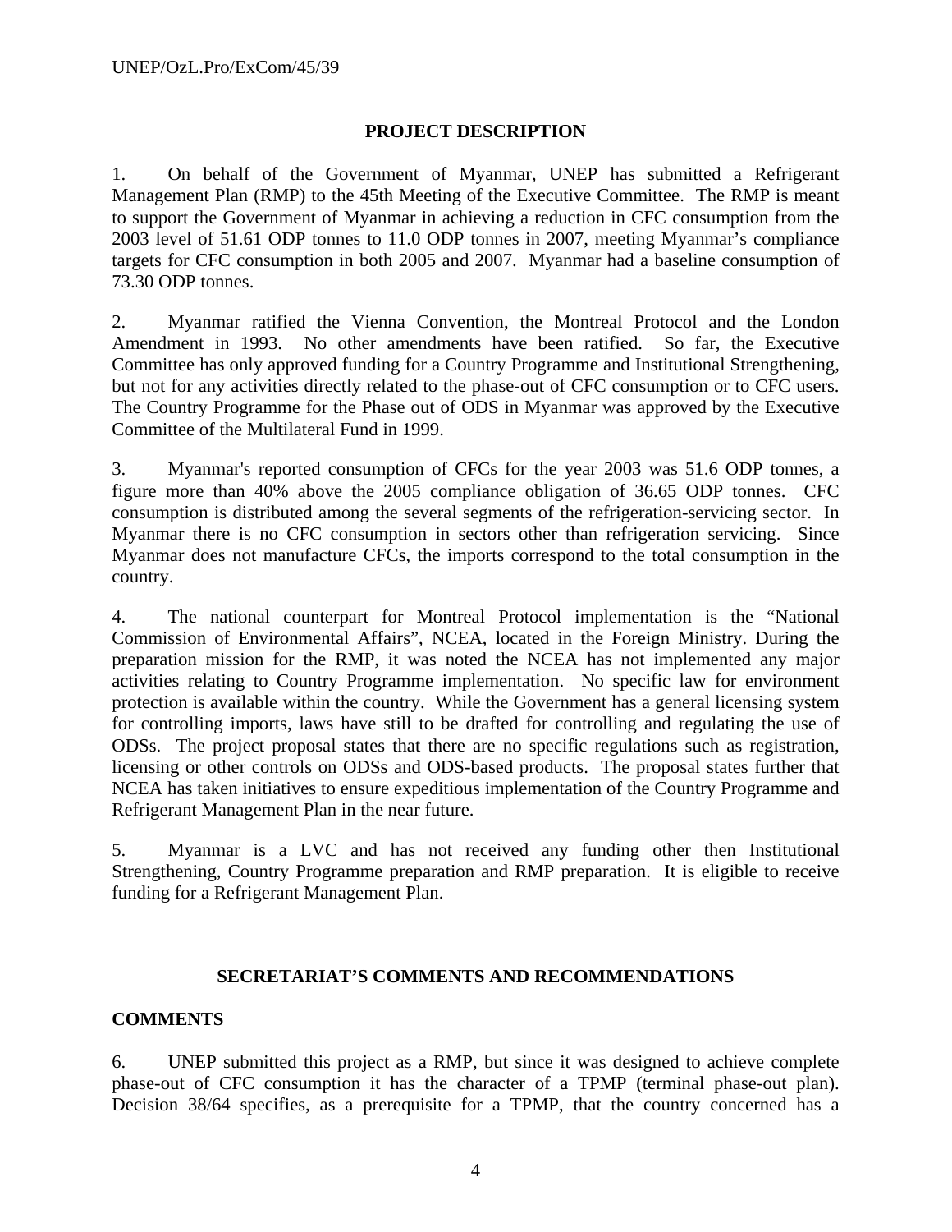## PROJECT DESCRIPTION

1. On behalf of the Government of Myanmar, UNEP has submitted a Refrigerant Management Plan (RMP) to the 45th Meeting of the Executive Committee. The RMP is meant to support the Government of Myanmar in achieving a reduction in CFC consumption from the 2003 level of 51.61 ODP tonnes to 11.0 ODP tonnes in 2007, meeting Myanmar's compliance targets for CFC consumption in both 2005 and 2007. Myanmar had a baseline consumption of 73.30 ODP tonnes.

2. Myanmar ratified the Vienna Convention, the Montreal Protocol and the London Amendment in 1993. No other amendments have been ratified. So far, the Executive Committee has only approved funding for a Country Programme and Institutional Strengthening, but not for any activities directly related to the phase-out of CFC consumption or to CFC users. The Country Programme for the Phase out of ODS in Myanmar was approved by the Executive Committee of the Multilateral Fund in 1999.

3. Myanmar's reported consumption of CFCs for the year 2003 was 51.6 ODP tonnes, a figure more than 40% above the 2005 compliance obligation of 36.65 ODP tonnes. CFC consumption is distributed among the several segments of the refrigeration-servicing sector. In Myanmar there is no CFC consumption in sectors other than refrigeration servicing. Since Myanmar does not manufacture CFCs, the imports correspond to the total consumption in the country.

4. The national counterpart for Montreal Protocol implementation is the "National Commission of Environmental Affairs", NCEA, located in the Foreign Ministry. During the preparation mission for the RMP, it was noted the NCEA has not implemented any major activities relating to Country Programme implementation. No specific law for environment protection is available within the country. While the Government has a general licensing system for controlling imports, laws have still to be drafted for controlling and regulating the use of ODSs. The project proposal states that there are no specific regulations such as registration, licensing or other controls on ODSs and ODS-based products. The proposal states further that NCEA has taken initiatives to ensure expeditious implementation of the Country Programme and Refrigerant Management Plan in the near future.

5. Myanmar is a LVC and has not received any funding other then Institutional Strengthening, Country Programme preparation and RMP preparation. It is eligible to receive funding for a Refrigerant Management Plan.

## SECRETARIAT'S COMMENTS AND RECOMMENDATIONS

### COMMENTS

6. UNEP submitted this project as a RMP, but since it was designed to achieve complete phase-out of CFC consumption it has the character of a TPMP (terminal phase-out plan). Decision 38/64 specifies, as a prerequisite for a TPMP, that the country concerned has a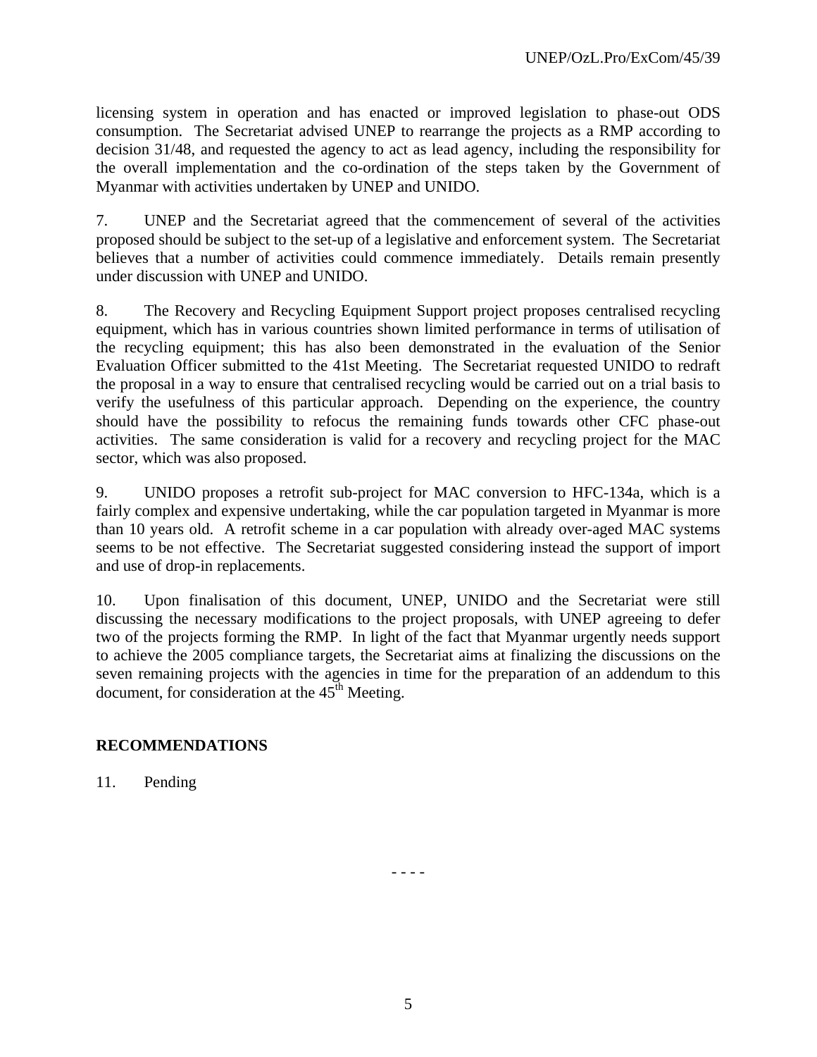licensing system in operation and has enacted or improved legislation to phase-out ODS consumption. The Secretariat advised UNEP to rearrange the projects as a RMP according to decision 31/48, and requested the agency to act as lead agency, including the responsibility for the overall implementation and the co-ordination of the steps taken by the Government of Myanmar with activities undertaken by UNEP and UNIDO.

7. UNEP and the Secretariat agreed that the commencement of several of the activities proposed should be subject to the set-up of a legislative and enforcement system. The Secretariat believes that a number of activities could commence immediately. Details remain presently under discussion with UNEP and UNIDO.

8. The Recovery and Recycling Equipment Support project proposes centralised recycling equipment, which has in various countries shown limited performance in terms of utilisation of the recycling equipment; this has also been demonstrated in the evaluation of the Senior Evaluation Officer submitted to the 41st Meeting. The Secretariat requested UNIDO to redraft the proposal in a way to ensure that centralised recycling would be carried out on a trial basis to verify the usefulness of this particular approach. Depending on the experience, the country should have the possibility to refocus the remaining funds towards other CFC phase-out activities. The same consideration is valid for a recovery and recycling project for the MAC sector, which was also proposed.

9. UNIDO proposes a retrofit sub-project for MAC conversion to HFC-134a, which is a fairly complex and expensive undertaking, while the car population targeted in Myanmar is more than 10 years old. A retrofit scheme in a car population with already over-aged MAC systems seems to be not effective. The Secretariat suggested considering instead the support of import and use of drop-in replacements.

10. Upon finalisation of this document, UNEP, UNIDO and the Secretariat were still discussing the necessary modifications to the project proposals, with UNEP agreeing to defer two of the projects forming the RMP. In light of the fact that Myanmar urgently needs support to achieve the 2005 compliance targets, the Secretariat aims at finalizing the discussions on the seven remaining projects with the agencies in time for the preparation of an addendum to this document, for consideration at the 45th Meeting.

## RECOMMENDATIONS

11. Pending

- - - -